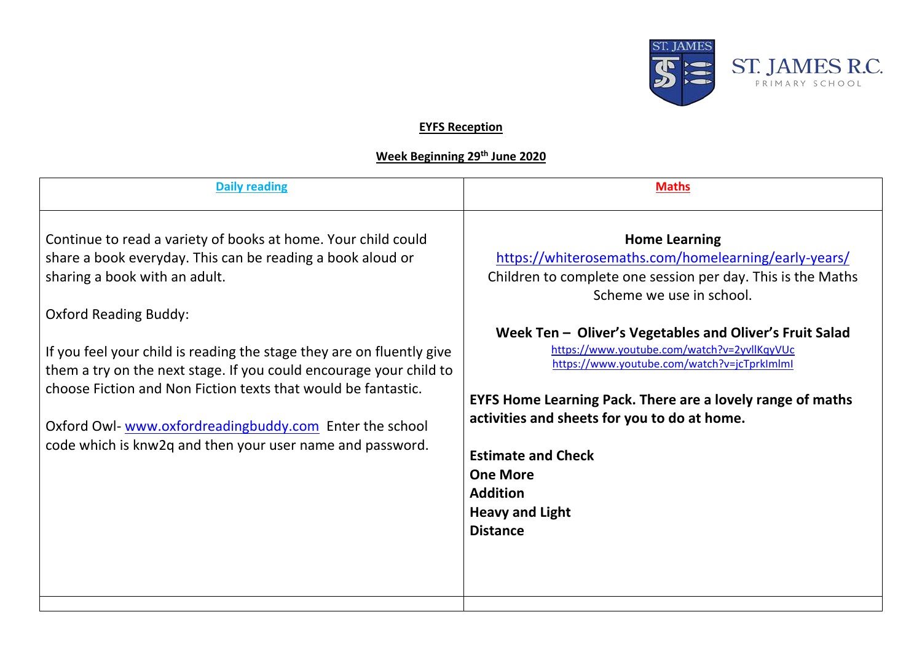ST. JAMES R.C. PRIMARY SCHOOL

**EYFS Reception**

**Week Beginning 29th June 2020**

| Daily reading | Maths |
| --- | --- |
| Continue to read a variety of books at home. Your child could share a book everyday. This can be reading a book aloud or sharing a book with an adult.<br><br>Oxford Reading Buddy:<br><br>If you feel your child is reading the stage they are on fluently give them a try on the next stage. If you could encourage your child to choose Fiction and Non Fiction texts that would be fantastic.<br><br>Oxford Owl- www.oxfordreadingbuddy.com Enter the school code which is knw2q and then your user name and password. | **Home Learning**<br>https://whiterosemaths.com/homelearning/early-years/<br>Children to complete one session per day. This is the Maths Scheme we use in school.<br><br>**Week Ten – Oliver's Vegetables and Oliver's Fruit Salad**<br>https://www.youtube.com/watch?v=2yvllKqyVUc<br>https://www.youtube.com/watch?v=jcTprkImlmI<br><br>**EYFS Home Learning Pack. There are a lovely range of maths activities and sheets for you to do at home.**<br><br>**Estimate and Check**<br>**One More**<br>**Addition**<br>**Heavy and Light**<br>**Distance** |
| | |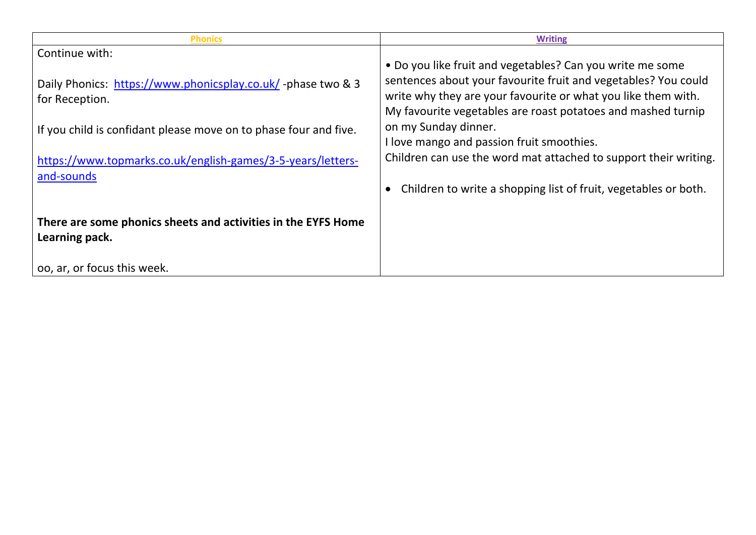| Phonics | Writing |
| --- | --- |
| Continue with:<br><br>Daily Phonics: https://www.phonicsplay.co.uk/ -phase two & 3 for Reception.<br><br>If you child is confidant please move on to phase four and five.<br><br>https://www.topmarks.co.uk/english-games/3-5-years/letters-and-sounds<br><br>**There are some phonics sheets and activities in the EYFS Home Learning pack.**<br><br>oo, ar, or focus this week. | • Do you like fruit and vegetables? Can you write me some sentences about your favourite fruit and vegetables? You could write why they are your favourite or what you like them with.<br>My favourite vegetables are roast potatoes and mashed turnip on my Sunday dinner.<br>I love mango and passion fruit smoothies.<br>Children can use the word mat attached to support their writing.<br><br>• Children to write a shopping list of fruit, vegetables or both. |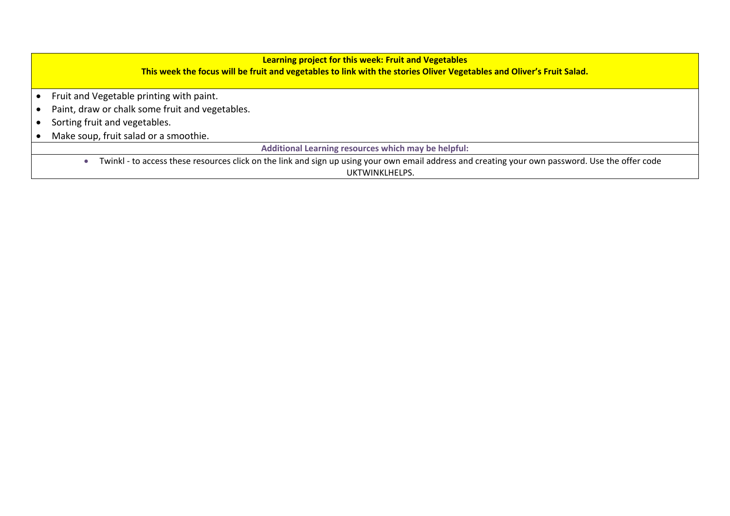**Learning project for this week: Fruit and Vegetables**

**This week the focus will be fruit and vegetables to link with the stories Oliver Vegetables and Oliver's Fruit Salad.**

- Fruit and Vegetable printing with paint.
- Paint, draw or chalk some fruit and vegetables.
- Sorting fruit and vegetables.
- Make soup, fruit salad or a smoothie.

**Additional Learning resources which may be helpful:**

- Twinkl - to access these resources click on the link and sign up using your own email address and creating your own password. Use the offer code UKTWINKLHELPS.